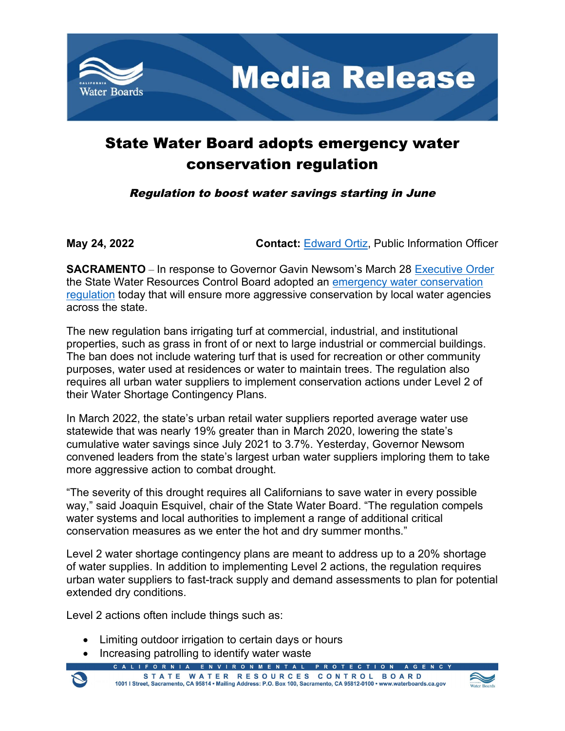# Media Release

## State Water Board adopts emergency water conservation regulation

***Regulation to boost water savings starting in June***

**May 24, 2022** **Contact:** Edward Ortiz, Public Information Officer

**SACRAMENTO** – In response to Governor Gavin Newsom's March 28 Executive Order the State Water Resources Control Board adopted an emergency water conservation regulation today that will ensure more aggressive conservation by local water agencies across the state.

The new regulation bans irrigating turf at commercial, industrial, and institutional properties, such as grass in front of or next to large industrial or commercial buildings. The ban does not include watering turf that is used for recreation or other community purposes, water used at residences or water to maintain trees. The regulation also requires all urban water suppliers to implement conservation actions under Level 2 of their Water Shortage Contingency Plans.

In March 2022, the state's urban retail water suppliers reported average water use statewide that was nearly 19% greater than in March 2020, lowering the state's cumulative water savings since July 2021 to 3.7%. Yesterday, Governor Newsom convened leaders from the state's largest urban water suppliers imploring them to take more aggressive action to combat drought.

"The severity of this drought requires all Californians to save water in every possible way," said Joaquin Esquivel, chair of the State Water Board. "The regulation compels water systems and local authorities to implement a range of additional critical conservation measures as we enter the hot and dry summer months."

Level 2 water shortage contingency plans are meant to address up to a 20% shortage of water supplies. In addition to implementing Level 2 actions, the regulation requires urban water suppliers to fast-track supply and demand assessments to plan for potential extended dry conditions.

Level 2 actions often include things such as:

- Limiting outdoor irrigation to certain days or hours
- Increasing patrolling to identify water waste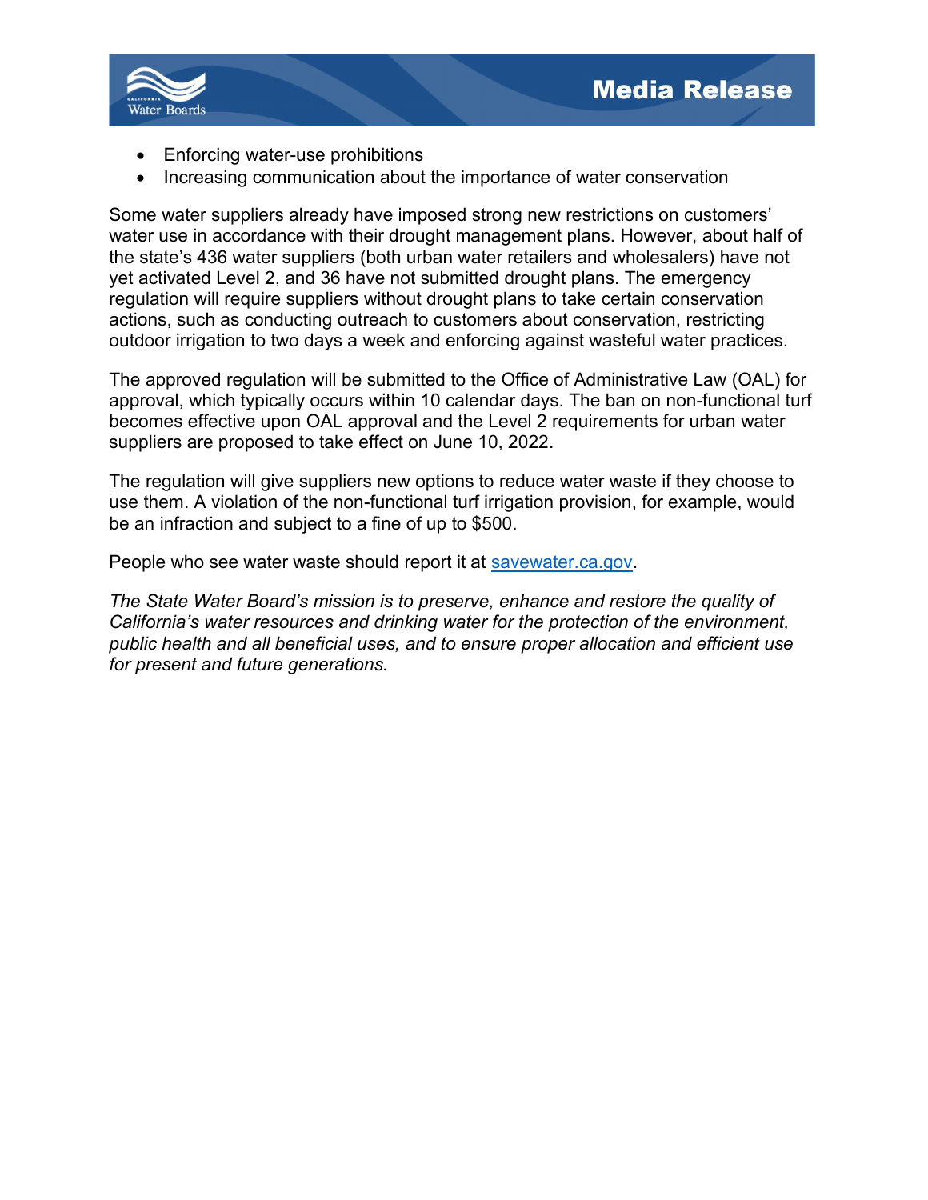- Enforcing water-use prohibitions
- Increasing communication about the importance of water conservation

Some water suppliers already have imposed strong new restrictions on customers' water use in accordance with their drought management plans. However, about half of the state's 436 water suppliers (both urban water retailers and wholesalers) have not yet activated Level 2, and 36 have not submitted drought plans. The emergency regulation will require suppliers without drought plans to take certain conservation actions, such as conducting outreach to customers about conservation, restricting outdoor irrigation to two days a week and enforcing against wasteful water practices.

The approved regulation will be submitted to the Office of Administrative Law (OAL) for approval, which typically occurs within 10 calendar days. The ban on non-functional turf becomes effective upon OAL approval and the Level 2 requirements for urban water suppliers are proposed to take effect on June 10, 2022.

The regulation will give suppliers new options to reduce water waste if they choose to use them. A violation of the non-functional turf irrigation provision, for example, would be an infraction and subject to a fine of up to $500.

People who see water waste should report it at [savewater.ca.gov](https://savewater.ca.gov).

*The State Water Board's mission is to preserve, enhance and restore the quality of California's water resources and drinking water for the protection of the environment, public health and all beneficial uses, and to ensure proper allocation and efficient use for present and future generations.*